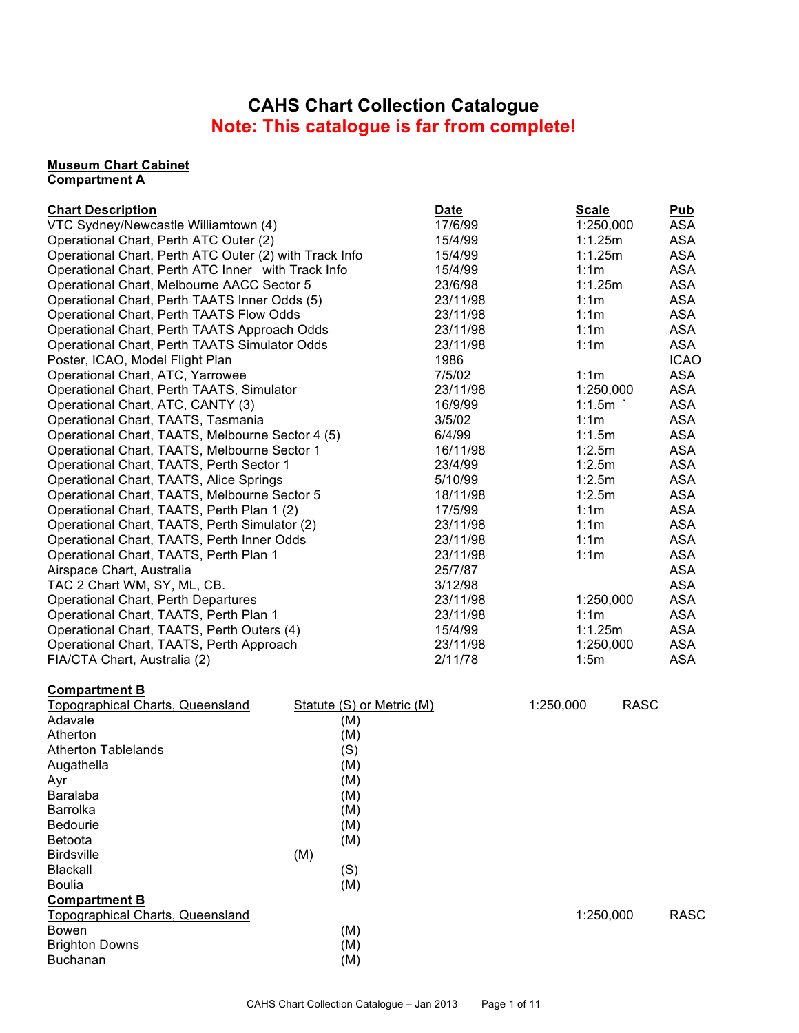# CAHS Chart Collection Catalogue

## Note: This catalogue is far from complete!

**Museum Chart Cabinet**
**Compartment A**

| Chart Description | Date | Scale | Pub |
|---|---|---|---|
| VTC Sydney/Newcastle Williamtown (4) | 17/6/99 | 1:250,000 | ASA |
| Operational Chart, Perth ATC Outer (2) | 15/4/99 | 1:1.25m | ASA |
| Operational Chart, Perth ATC Outer (2) with Track Info | 15/4/99 | 1:1.25m | ASA |
| Operational Chart, Perth ATC Inner with Track Info | 15/4/99 | 1:1m | ASA |
| Operational Chart, Melbourne AACC Sector 5 | 23/6/98 | 1:1.25m | ASA |
| Operational Chart, Perth TAATS Inner Odds (5) | 23/11/98 | 1:1m | ASA |
| Operational Chart, Perth TAATS Flow Odds | 23/11/98 | 1:1m | ASA |
| Operational Chart, Perth TAATS Approach Odds | 23/11/98 | 1:1m | ASA |
| Operational Chart, Perth TAATS Simulator Odds | 23/11/98 | 1:1m | ASA |
| Poster, ICAO, Model Flight Plan | 1986 | | ICAO |
| Operational Chart, ATC, Yarrowee | 7/5/02 | 1:1m | ASA |
| Operational Chart, Perth TAATS, Simulator | 23/11/98 | 1:250,000 | ASA |
| Operational Chart, ATC, CANTY (3) | 16/9/99 | 1:1.5m ` | ASA |
| Operational Chart, TAATS, Tasmania | 3/5/02 | 1:1m | ASA |
| Operational Chart, TAATS, Melbourne Sector 4 (5) | 6/4/99 | 1:1.5m | ASA |
| Operational Chart, TAATS, Melbourne Sector 1 | 16/11/98 | 1:2.5m | ASA |
| Operational Chart, TAATS, Perth Sector 1 | 23/4/99 | 1:2.5m | ASA |
| Operational Chart, TAATS, Alice Springs | 5/10/99 | 1:2.5m | ASA |
| Operational Chart, TAATS, Melbourne Sector 5 | 18/11/98 | 1:2.5m | ASA |
| Operational Chart, TAATS, Perth Plan 1 (2) | 17/5/99 | 1:1m | ASA |
| Operational Chart, TAATS, Perth Simulator (2) | 23/11/98 | 1:1m | ASA |
| Operational Chart, TAATS, Perth Inner Odds | 23/11/98 | 1:1m | ASA |
| Operational Chart, TAATS, Perth Plan 1 | 23/11/98 | 1:1m | ASA |
| Airspace Chart, Australia | 25/7/87 | | ASA |
| TAC 2 Chart WM, SY, ML, CB. | 3/12/98 | | ASA |
| Operational Chart, Perth Departures | 23/11/98 | 1:250,000 | ASA |
| Operational Chart, TAATS, Perth Plan 1 | 23/11/98 | 1:1m | ASA |
| Operational Chart, TAATS, Perth Outers (4) | 15/4/99 | 1:1.25m | ASA |
| Operational Chart, TAATS, Perth Approach | 23/11/98 | 1:250,000 | ASA |
| FIA/CTA Chart, Australia (2) | 2/11/78 | 1:5m | ASA |

**Compartment B**

| Topographical Charts, Queensland | Statute (S) or Metric (M) | 1:250,000 | RASC |
|---|---|---|---|
| Adavale | (M) | | |
| Atherton | (M) | | |
| Atherton Tablelands | (S) | | |
| Augathella | (M) | | |
| Ayr | (M) | | |
| Baralaba | (M) | | |
| Barrolka | (M) | | |
| Bedourie | (M) | | |
| Betoota | (M) | | |
| Birdsville | (M) | | |
| Blackall | (S) | | |
| Boulia | (M) | | |

**Compartment B**

| Topographical Charts, Queensland | | 1:250,000 | RASC |
|---|---|---|---|
| Bowen | (M) | | |
| Brighton Downs | (M) | | |
| Buchanan | (M) | | |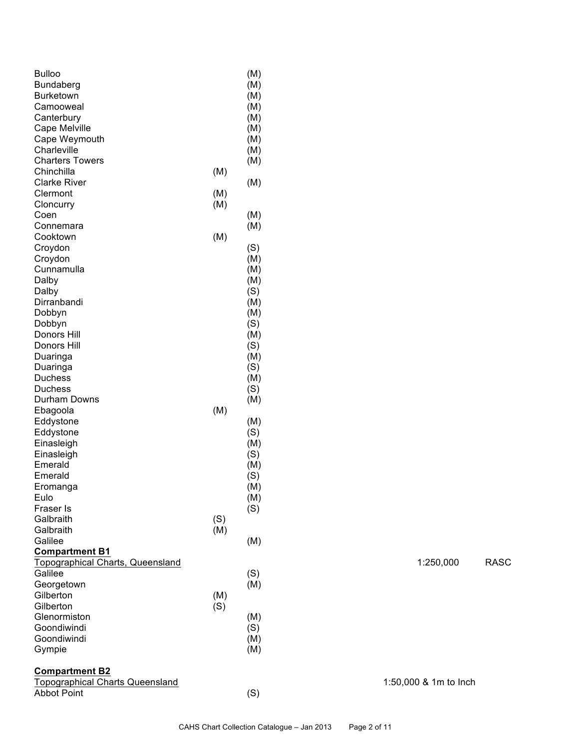| | | |
|---|---|---|
| Bulloo | | (M) |
| Bundaberg | | (M) |
| Burketown | | (M) |
| Camooweal | | (M) |
| Canterbury | | (M) |
| Cape Melville | | (M) |
| Cape Weymouth | | (M) |
| Charleville | | (M) |
| Charters Towers | | (M) |
| Chinchilla | (M) | |
| Clarke River | | (M) |
| Clermont | (M) | |
| Cloncurry | (M) | |
| Coen | | (M) |
| Connemara | | (M) |
| Cooktown | (M) | |
| Croydon | | (S) |
| Croydon | | (M) |
| Cunnamulla | | (M) |
| Dalby | | (M) |
| Dalby | | (S) |
| Dirranbandi | | (M) |
| Dobbyn | | (M) |
| Dobbyn | | (S) |
| Donors Hill | | (M) |
| Donors Hill | | (S) |
| Duaringa | | (M) |
| Duaringa | | (S) |
| Duchess | | (M) |
| Duchess | | (S) |
| Durham Downs | | (M) |
| Ebagoola | (M) | |
| Eddystone | | (M) |
| Eddystone | | (S) |
| Einasleigh | | (M) |
| Einasleigh | | (S) |
| Emerald | | (M) |
| Emerald | | (S) |
| Eromanga | | (M) |
| Eulo | | (M) |
| Fraser Is | | (S) |
| Galbraith | (S) | |
| Galbraith | (M) | |
| Galilee | | (M) |

**Compartment B1**

<u>Topographical Charts, Queensland</u> — 1:250,000 — RASC

| | | |
|---|---|---|
| Galilee | | (S) |
| Georgetown | | (M) |
| Gilberton | (M) | |
| Gilberton | (S) | |
| Glenormiston | | (M) |
| Goondiwindi | | (S) |
| Goondiwindi | | (M) |
| Gympie | | (M) |

**Compartment B2**

<u>Topographical Charts Queensland</u> — 1:50,000 & 1m to Inch

| | | |
|---|---|---|
| Abbot Point | | (S) |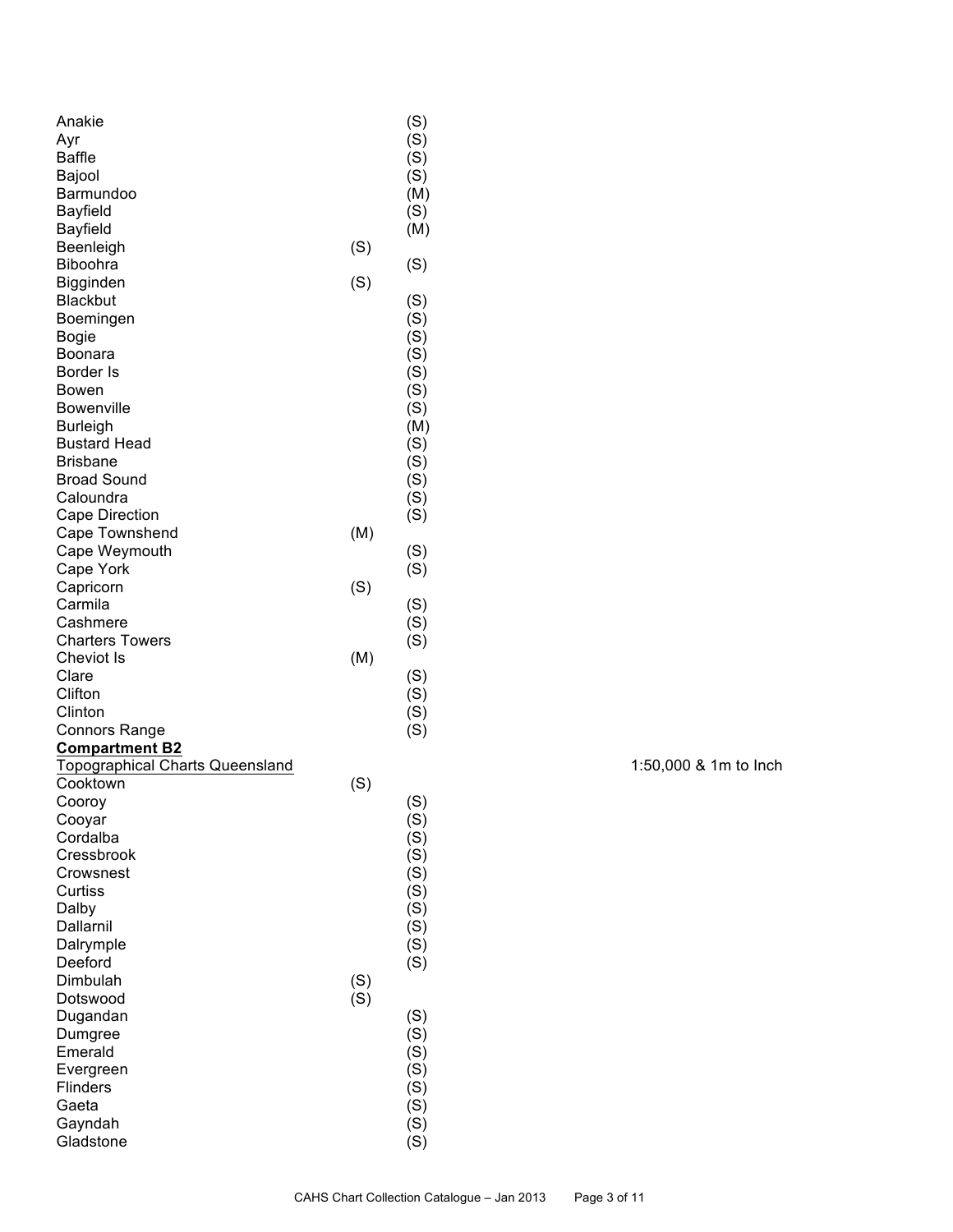| Chart | | |
|---|---|---|
| Anakie | | (S) |
| Ayr | | (S) |
| Baffle | | (S) |
| Bajool | | (S) |
| Barmundoo | | (M) |
| Bayfield | | (S) |
| Bayfield | | (M) |
| Beenleigh | (S) | |
| Biboohra | | (S) |
| Bigginden | (S) | |
| Blackbut | | (S) |
| Boemingen | | (S) |
| Bogie | | (S) |
| Boonara | | (S) |
| Border Is | | (S) |
| Bowen | | (S) |
| Bowenville | | (S) |
| Burleigh | | (M) |
| Bustard Head | | (S) |
| Brisbane | | (S) |
| Broad Sound | | (S) |
| Caloundra | | (S) |
| Cape Direction | | (S) |
| Cape Townshend | (M) | |
| Cape Weymouth | | (S) |
| Cape York | | (S) |
| Capricorn | (S) | |
| Carmila | | (S) |
| Cashmere | | (S) |
| Charters Towers | | (S) |
| Cheviot Is | (M) | |
| Clare | | (S) |
| Clifton | | (S) |
| Clinton | | (S) |
| Connors Range | | (S) |

**Compartment B2**

<u>Topographical Charts Queensland</u> 1:50,000 & 1m to Inch

| Chart | | |
|---|---|---|
| Cooktown | (S) | |
| Cooroy | | (S) |
| Cooyar | | (S) |
| Cordalba | | (S) |
| Cressbrook | | (S) |
| Crowsnest | | (S) |
| Curtiss | | (S) |
| Dalby | | (S) |
| Dallarnil | | (S) |
| Dalrymple | | (S) |
| Deeford | | (S) |
| Dimbulah | (S) | |
| Dotswood | (S) | |
| Dugandan | | (S) |
| Dumgree | | (S) |
| Emerald | | (S) |
| Evergreen | | (S) |
| Flinders | | (S) |
| Gaeta | | (S) |
| Gayndah | | (S) |
| Gladstone | | (S) |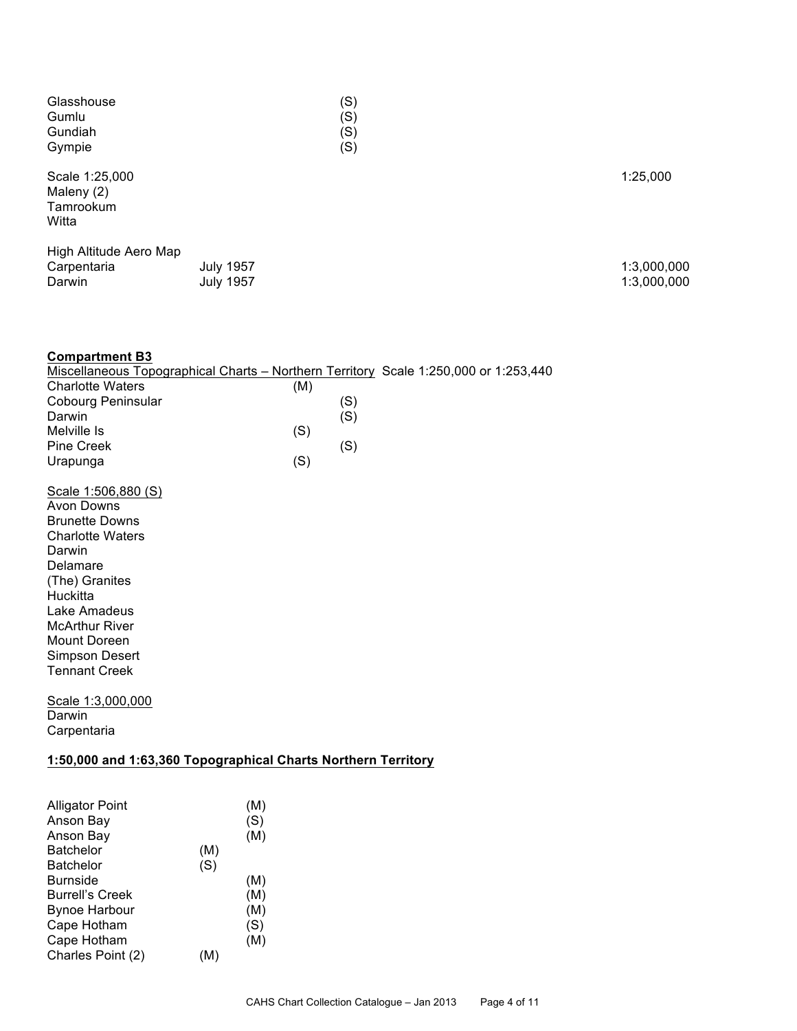| | | |
|---|---|---|
| Glasshouse | (S) | |
| Gumlu | (S) | |
| Gundiah | (S) | |
| Gympie | (S) | |

| | | |
|---|---|---|
| Scale 1:25,000 | | 1:25,000 |
| Maleny (2) | | |
| Tamrookum | | |
| Witta | | |

| | | |
|---|---|---|
| High Altitude Aero Map | | |
| Carpentaria | July 1957 | 1:3,000,000 |
| Darwin | July 1957 | 1:3,000,000 |

**Compartment B3**

<u>Miscellaneous Topographical Charts – Northern Territory</u> Scale 1:250,000 or 1:253,440

| | | |
|---|---|---|
| Charlotte Waters | (M) | |
| Cobourg Peninsular | | (S) |
| Darwin | | (S) |
| Melville Is | (S) | |
| Pine Creek | | (S) |
| Urapunga | (S) | |

<u>Scale 1:506,880 (S)</u>

Avon Downs
Brunette Downs
Charlotte Waters
Darwin
Delamare
(The) Granites
Huckitta
Lake Amadeus
McArthur River
Mount Doreen
Simpson Desert
Tennant Creek

<u>Scale 1:3,000,000</u>

Darwin
Carpentaria

**<u>1:50,000 and 1:63,360 Topographical Charts Northern Territory</u>**

| | | |
|---|---|---|
| Alligator Point | | (M) |
| Anson Bay | | (S) |
| Anson Bay | | (M) |
| Batchelor | (M) | |
| Batchelor | (S) | |
| Burnside | | (M) |
| Burrell's Creek | | (M) |
| Bynoe Harbour | | (M) |
| Cape Hotham | | (S) |
| Cape Hotham | | (M) |
| Charles Point (2) | (M) | |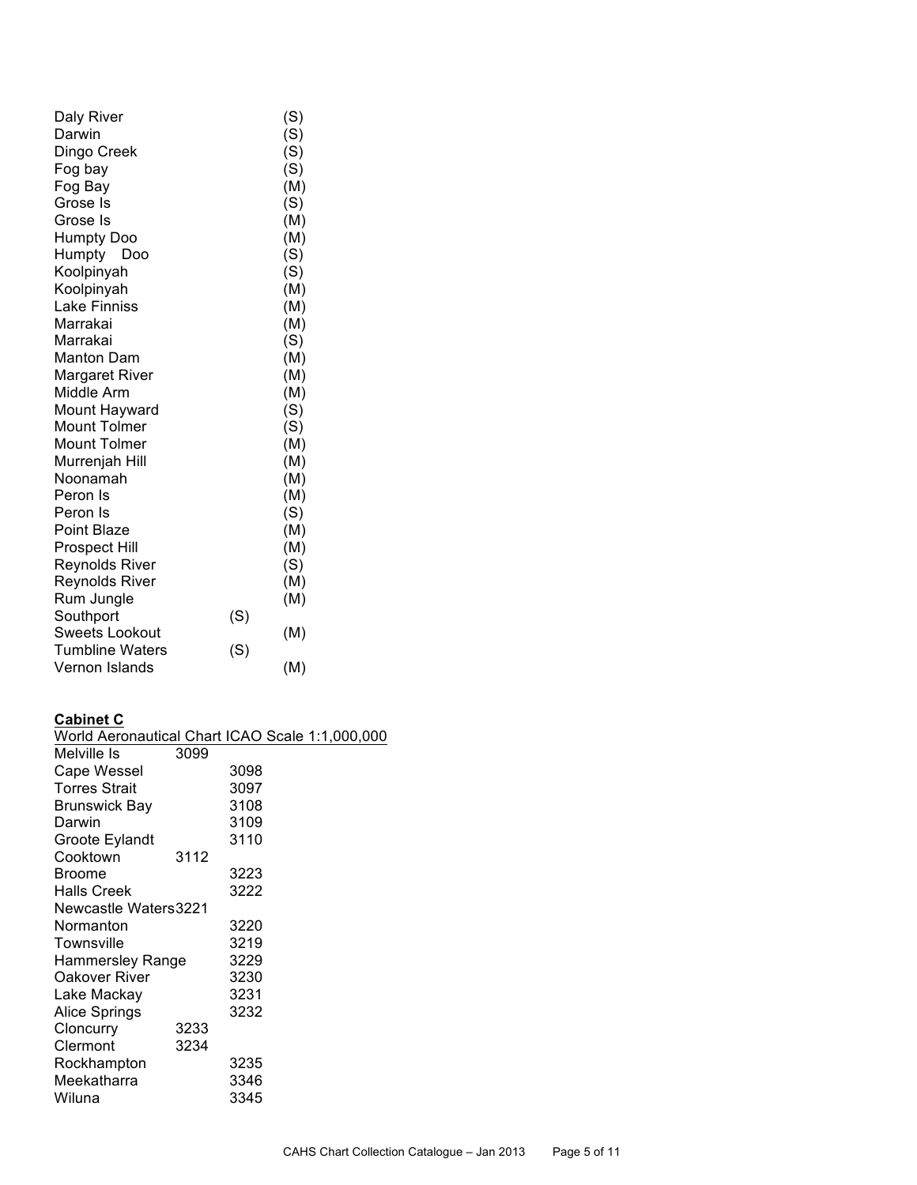| | | |
|---|---|---|
| Daly River | | (S) |
| Darwin | | (S) |
| Dingo Creek | | (S) |
| Fog bay | | (S) |
| Fog Bay | | (M) |
| Grose Is | | (S) |
| Grose Is | | (M) |
| Humpty Doo | | (M) |
| Humpty Doo | | (S) |
| Koolpinyah | | (S) |
| Koolpinyah | | (M) |
| Lake Finniss | | (M) |
| Marrakai | | (M) |
| Marrakai | | (S) |
| Manton Dam | | (M) |
| Margaret River | | (M) |
| Middle Arm | | (M) |
| Mount Hayward | | (S) |
| Mount Tolmer | | (S) |
| Mount Tolmer | | (M) |
| Murrenjah Hill | | (M) |
| Noonamah | | (M) |
| Peron Is | | (M) |
| Peron Is | | (S) |
| Point Blaze | | (M) |
| Prospect Hill | | (M) |
| Reynolds River | | (S) |
| Reynolds River | | (M) |
| Rum Jungle | | (M) |
| Southport | (S) | |
| Sweets Lookout | | (M) |
| Tumbline Waters | (S) | |
| Vernon Islands | | (M) |

**Cabinet C**

World Aeronautical Chart ICAO Scale 1:1,000,000

| | | |
|---|---|---|
| Melville Is | 3099 | |
| Cape Wessel | | 3098 |
| Torres Strait | | 3097 |
| Brunswick Bay | | 3108 |
| Darwin | | 3109 |
| Groote Eylandt | | 3110 |
| Cooktown | 3112 | |
| Broome | | 3223 |
| Halls Creek | | 3222 |
| Newcastle Waters | 3221 | |
| Normanton | | 3220 |
| Townsville | | 3219 |
| Hammersley Range | | 3229 |
| Oakover River | | 3230 |
| Lake Mackay | | 3231 |
| Alice Springs | | 3232 |
| Cloncurry | 3233 | |
| Clermont | 3234 | |
| Rockhampton | | 3235 |
| Meekatharra | | 3346 |
| Wiluna | | 3345 |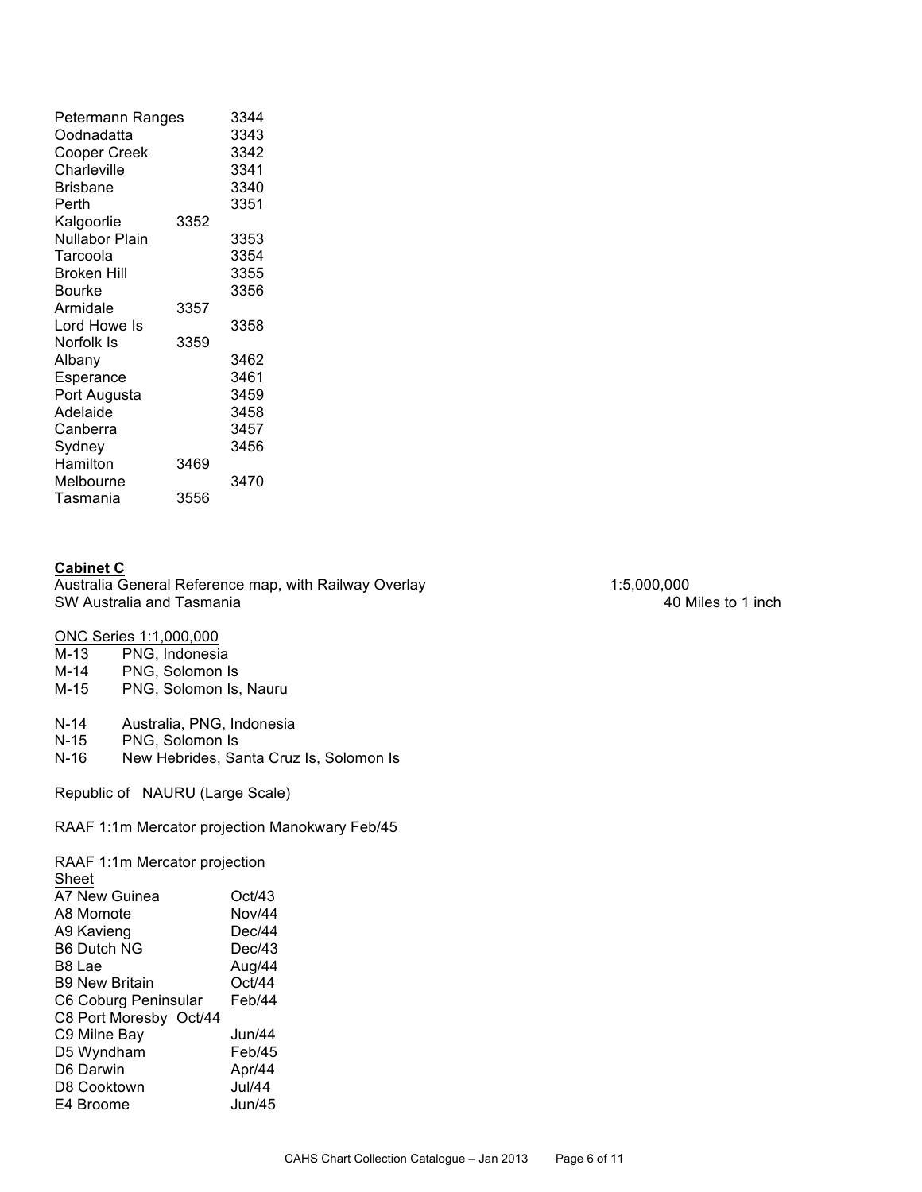| | |
|---|---|
| Petermann Ranges | 3344 |
| Oodnadatta | 3343 |
| Cooper Creek | 3342 |
| Charleville | 3341 |
| Brisbane | 3340 |
| Perth | 3351 |
| Kalgoorlie | 3352 |
| Nullabor Plain | 3353 |
| Tarcoola | 3354 |
| Broken Hill | 3355 |
| Bourke | 3356 |
| Armidale | 3357 |
| Lord Howe Is | 3358 |
| Norfolk Is | 3359 |
| Albany | 3462 |
| Esperance | 3461 |
| Port Augusta | 3459 |
| Adelaide | 3458 |
| Canberra | 3457 |
| Sydney | 3456 |
| Hamilton | 3469 |
| Melbourne | 3470 |
| Tasmania | 3556 |

**Cabinet C**

Australia General Reference map, with Railway Overlay — 1:5,000,000

SW Australia and Tasmania — 40 Miles to 1 inch

ONC Series 1:1,000,000

| | |
|---|---|
| M-13 | PNG, Indonesia |
| M-14 | PNG, Solomon Is |
| M-15 | PNG, Solomon Is, Nauru |
| N-14 | Australia, PNG, Indonesia |
| N-15 | PNG, Solomon Is |
| N-16 | New Hebrides, Santa Cruz Is, Solomon Is |

Republic of NAURU (Large Scale)

RAAF 1:1m Mercator projection Manokwary Feb/45

RAAF 1:1m Mercator projection

| Sheet | |
|---|---|
| A7 New Guinea | Oct/43 |
| A8 Momote | Nov/44 |
| A9 Kavieng | Dec/44 |
| B6 Dutch NG | Dec/43 |
| B8 Lae | Aug/44 |
| B9 New Britain | Oct/44 |
| C6 Coburg Peninsular | Feb/44 |
| C8 Port Moresby | Oct/44 |
| C9 Milne Bay | Jun/44 |
| D5 Wyndham | Feb/45 |
| D6 Darwin | Apr/44 |
| D8 Cooktown | Jul/44 |
| E4 Broome | Jun/45 |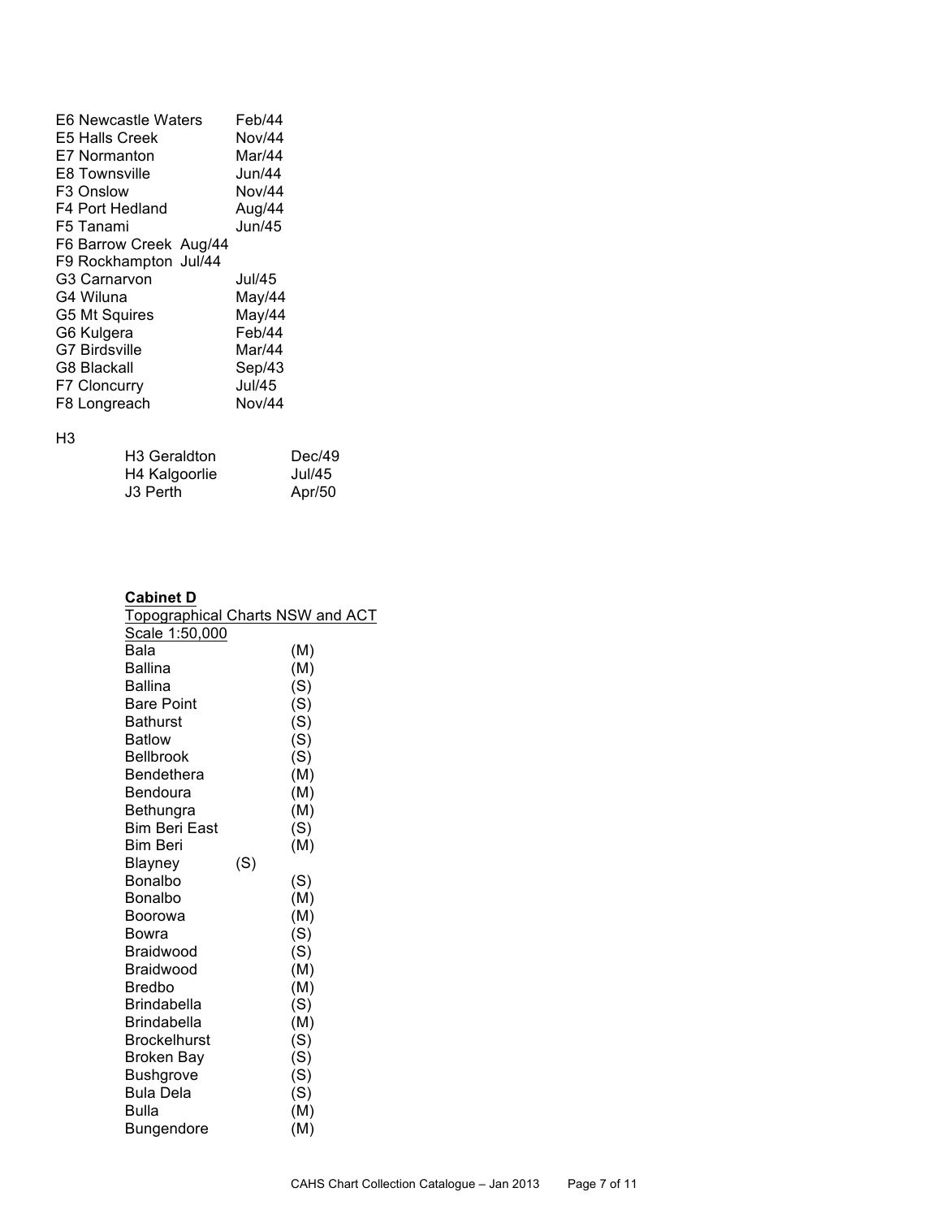| | |
|---|---|
| E6 Newcastle Waters | Feb/44 |
| E5 Halls Creek | Nov/44 |
| E7 Normanton | Mar/44 |
| E8 Townsville | Jun/44 |
| F3 Onslow | Nov/44 |
| F4 Port Hedland | Aug/44 |
| F5 Tanami | Jun/45 |
| F6 Barrow Creek | Aug/44 |
| F9 Rockhampton | Jul/44 |
| G3 Carnarvon | Jul/45 |
| G4 Wiluna | May/44 |
| G5 Mt Squires | May/44 |
| G6 Kulgera | Feb/44 |
| G7 Birdsville | Mar/44 |
| G8 Blackall | Sep/43 |
| F7 Cloncurry | Jul/45 |
| F8 Longreach | Nov/44 |

H3

| | |
|---|---|
| H3 Geraldton | Dec/49 |
| H4 Kalgoorlie | Jul/45 |
| J3 Perth | Apr/50 |

**Cabinet D**

Topographical Charts NSW and ACT

Scale 1:50,000

| | |
|---|---|
| Bala | (M) |
| Ballina | (M) |
| Ballina | (S) |
| Bare Point | (S) |
| Bathurst | (S) |
| Batlow | (S) |
| Bellbrook | (S) |
| Bendethera | (M) |
| Bendoura | (M) |
| Bethungra | (M) |
| Bim Beri East | (S) |
| Bim Beri | (M) |
| Blayney | (S) |
| Bonalbo | (S) |
| Bonalbo | (M) |
| Boorowa | (M) |
| Bowra | (S) |
| Braidwood | (S) |
| Braidwood | (M) |
| Bredbo | (M) |
| Brindabella | (S) |
| Brindabella | (M) |
| Brockelhurst | (S) |
| Broken Bay | (S) |
| Bushgrove | (S) |
| Bula Dela | (S) |
| Bulla | (M) |
| Bungendore | (M) |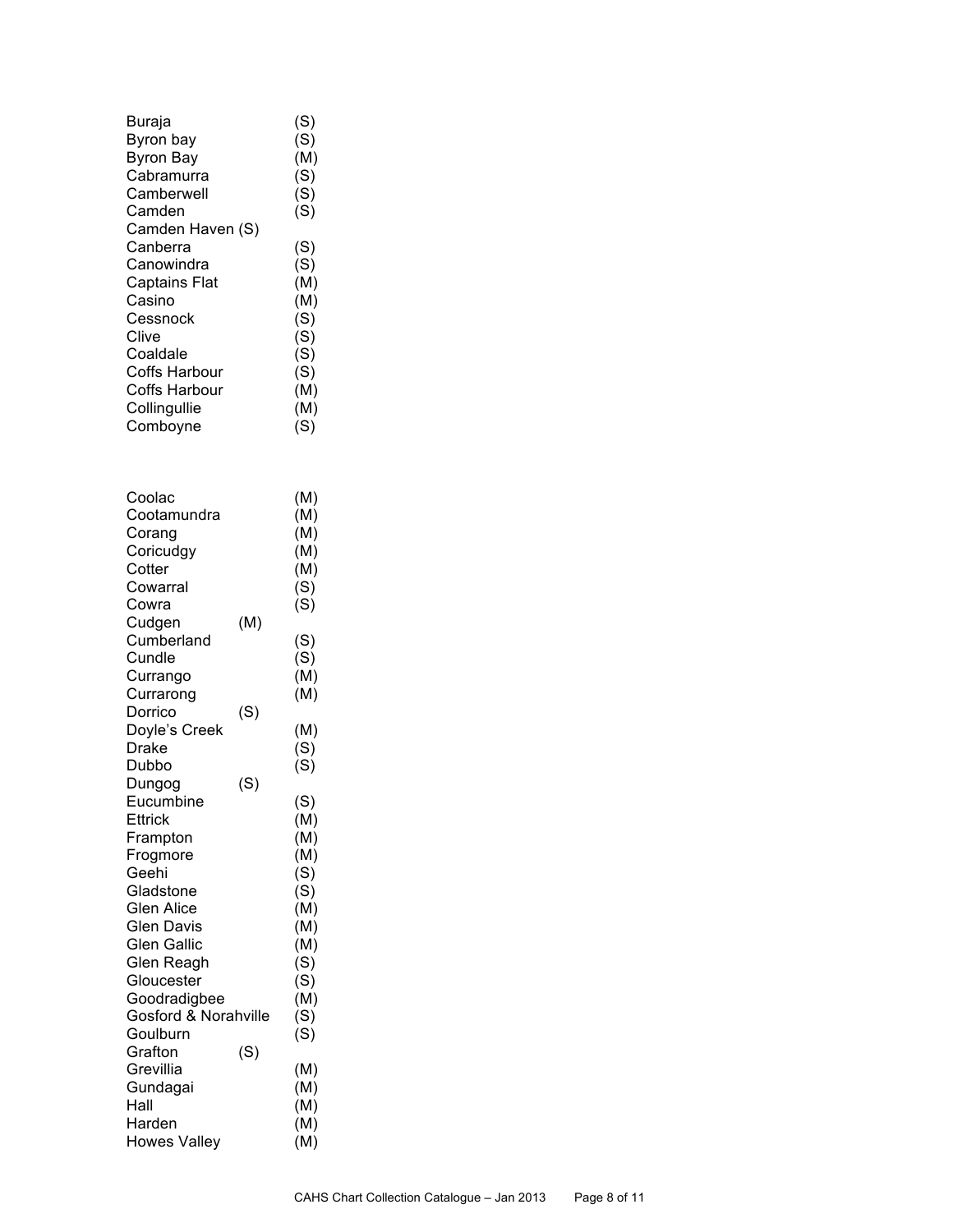Buraja (S)
Byron bay (S)
Byron Bay (M)
Cabramurra (S)
Camberwell (S)
Camden (S)
Camden Haven (S)
Canberra (S)
Canowindra (S)
Captains Flat (M)
Casino (M)
Cessnock (S)
Clive (S)
Coaldale (S)
Coffs Harbour (S)
Coffs Harbour (M)
Collingullie (M)
Comboyne (S)

Coolac (M)
Cootamundra (M)
Corang (M)
Coricudgy (M)
Cotter (M)
Cowarral (S)
Cowra (S)
Cudgen (M)
Cumberland (S)
Cundle (S)
Currango (M)
Currarong (M)
Dorrico (S)
Doyle's Creek (M)
Drake (S)
Dubbo (S)
Dungog (S)
Eucumbine (S)
Ettrick (M)
Frampton (M)
Frogmore (M)
Geehi (S)
Gladstone (S)
Glen Alice (M)
Glen Davis (M)
Glen Gallic (M)
Glen Reagh (S)
Gloucester (S)
Goodradigbee (M)
Gosford & Norahville (S)
Goulburn (S)
Grafton (S)
Grevillia (M)
Gundagai (M)
Hall (M)
Harden (M)
Howes Valley (M)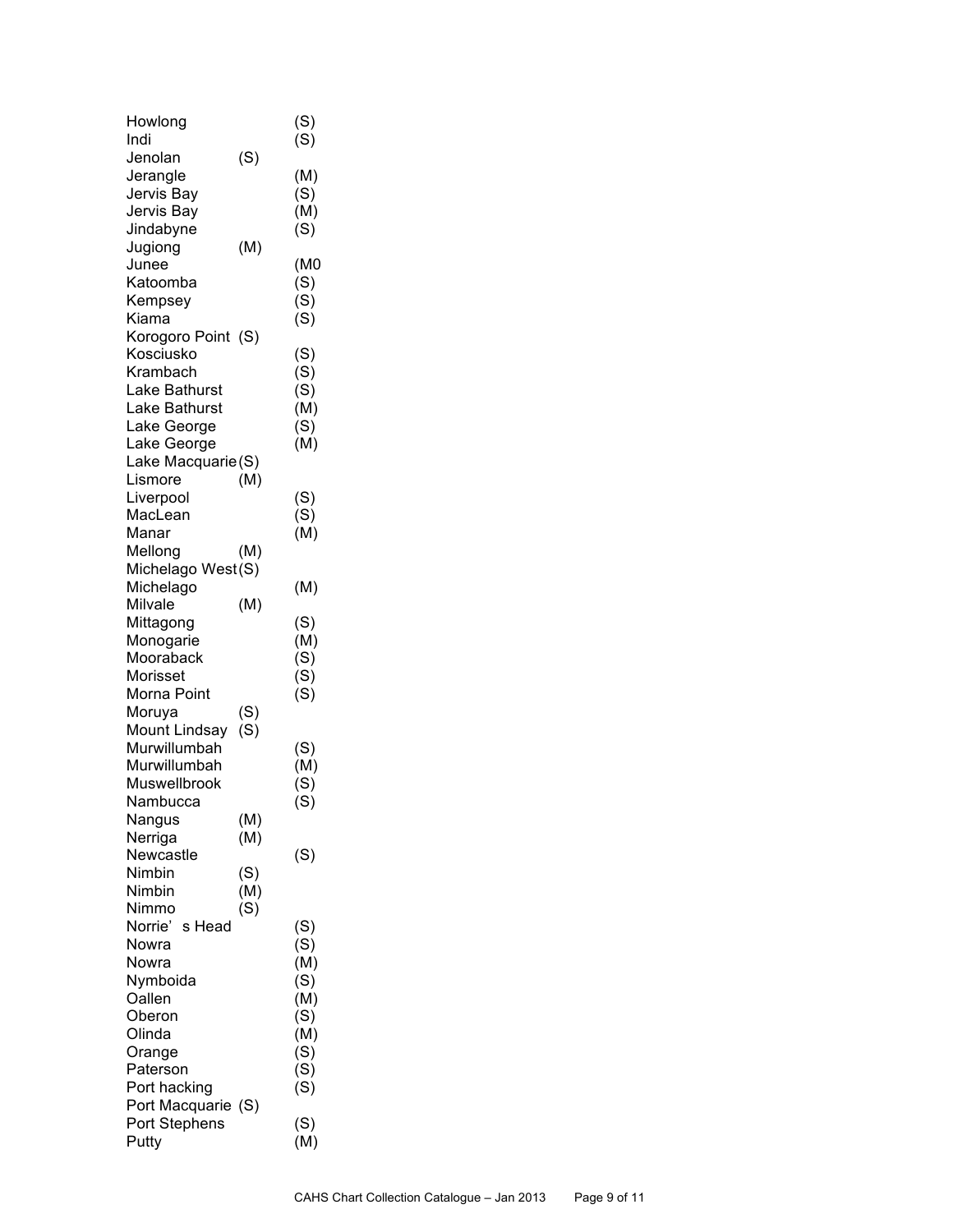Howlong (S)
Indi (S)
Jenolan (S)
Jerangle (M)
Jervis Bay (S)
Jervis Bay (M)
Jindabyne (S)
Jugiong (M)
Junee (M0
Katoomba (S)
Kempsey (S)
Kiama (S)
Korogoro Point (S)
Kosciusko (S)
Krambach (S)
Lake Bathurst (S)
Lake Bathurst (M)
Lake George (S)
Lake George (M)
Lake Macquarie (S)
Lismore (M)
Liverpool (S)
MacLean (S)
Manar (M)
Mellong (M)
Michelago West (S)
Michelago (M)
Milvale (M)
Mittagong (S)
Monogarie (M)
Mooraback (S)
Morisset (S)
Morna Point (S)
Moruya (S)
Mount Lindsay (S)
Murwillumbah (S)
Murwillumbah (M)
Muswellbrook (S)
Nambucca (S)
Nangus (M)
Nerriga (M)
Newcastle (S)
Nimbin (S)
Nimbin (M)
Nimmo (S)
Norrie' s Head (S)
Nowra (S)
Nowra (M)
Nymboida (S)
Oallen (M)
Oberon (S)
Olinda (M)
Orange (S)
Paterson (S)
Port hacking (S)
Port Macquarie (S)
Port Stephens (S)
Putty (M)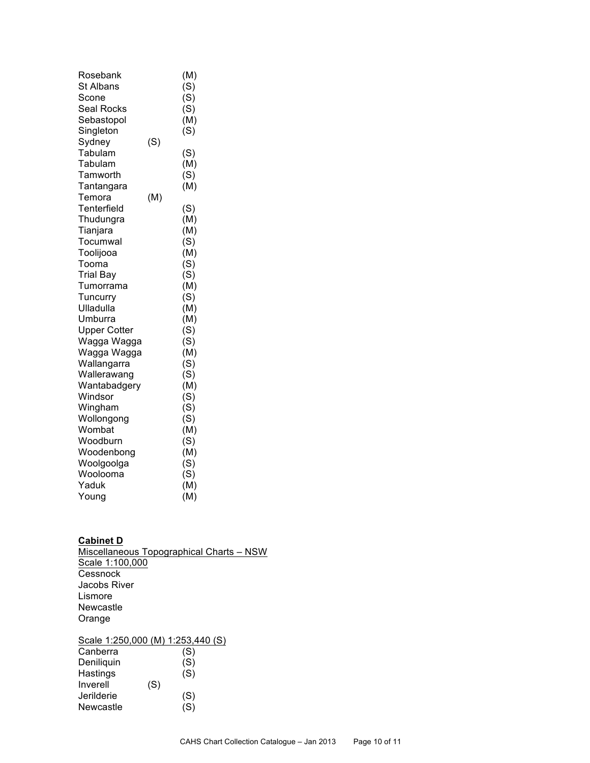Rosebank (M)
St Albans (S)
Scone (S)
Seal Rocks (S)
Sebastopol (M)
Singleton (S)
Sydney (S)
Tabulam (S)
Tabulam (M)
Tamworth (S)
Tantangara (M)
Temora (M)
Tenterfield (S)
Thudungra (M)
Tianjara (M)
Tocumwal (S)
Toolijooa (M)
Tooma (S)
Trial Bay (S)
Tumorrama (M)
Tuncurry (S)
Ulladulla (M)
Umburra (M)
Upper Cotter (S)
Wagga Wagga (S)
Wagga Wagga (M)
Wallangarra (S)
Wallerawang (S)
Wantabadgery (M)
Windsor (S)
Wingham (S)
Wollongong (S)
Wombat (M)
Woodburn (S)
Woodenbong (M)
Woolgoolga (S)
Woolooma (S)
Yaduk (M)
Young (M)

**<u>Cabinet D</u>**

<u>Miscellaneous Topographical Charts – NSW</u>

<u>Scale 1:100,000</u>

Cessnock
Jacobs River
Lismore
Newcastle
Orange

<u>Scale 1:250,000 (M) 1:253,440 (S)</u>

Canberra (S)
Deniliquin (S)
Hastings (S)
Inverell (S)
Jerilderie (S)
Newcastle (S)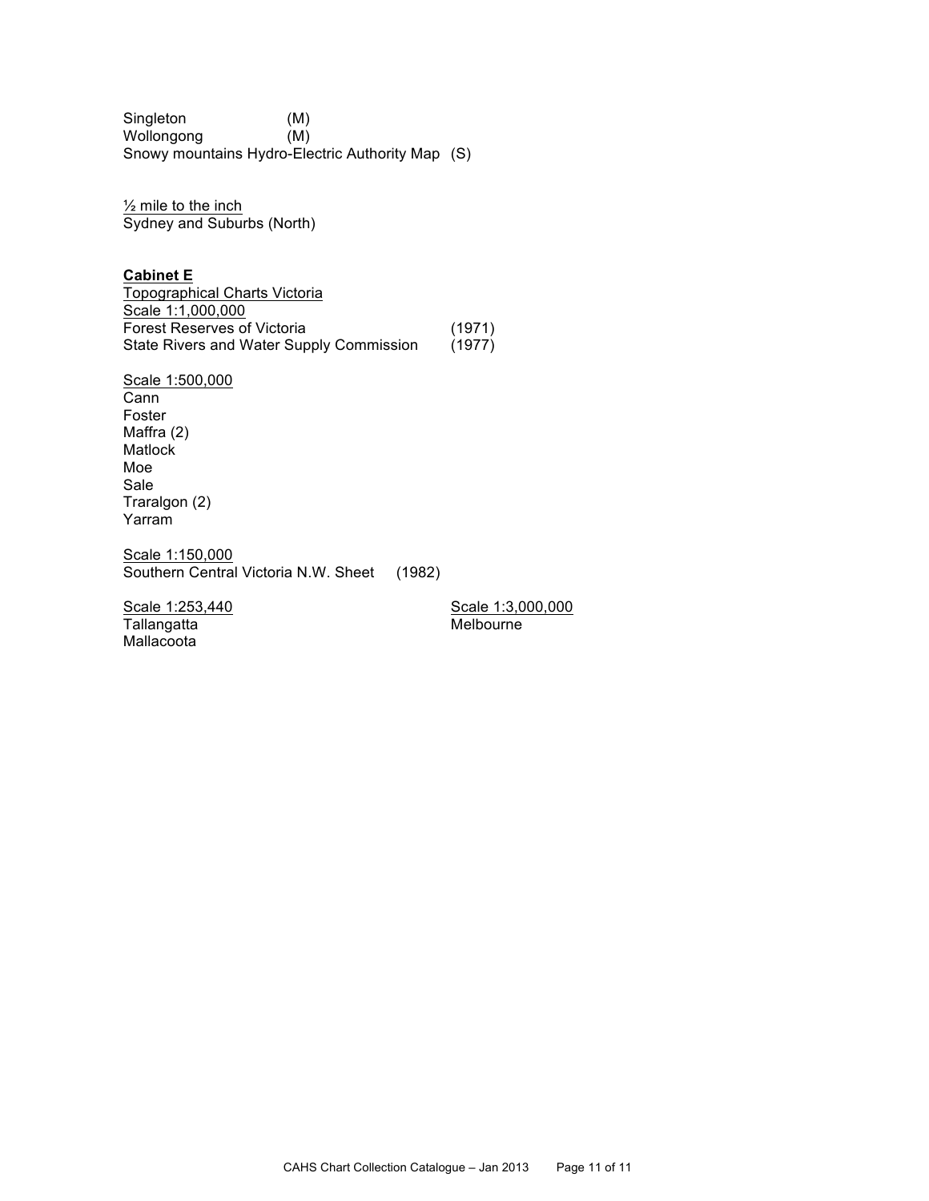Singleton (M)
Wollongong (M)
Snowy mountains Hydro-Electric Authority Map (S)

½ mile to the inch
Sydney and Suburbs (North)

**Cabinet E**

Topographical Charts Victoria

Scale 1:1,000,000
Forest Reserves of Victoria (1971)
State Rivers and Water Supply Commission (1977)

Scale 1:500,000
Cann
Foster
Maffra (2)
Matlock
Moe
Sale
Traralgon (2)
Yarram

Scale 1:150,000
Southern Central Victoria N.W. Sheet (1982)

Scale 1:253,440
Tallangatta
Mallacoota

Scale 1:3,000,000
Melbourne